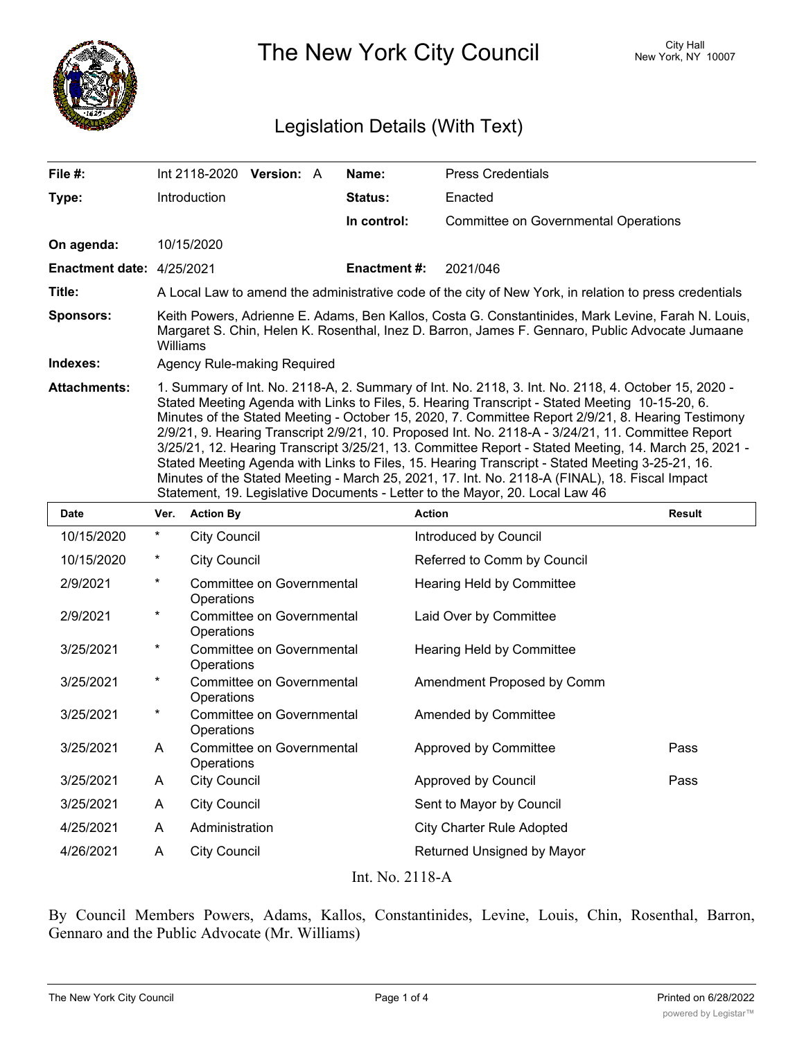# The New York City Council

City Hall
New York, NY 10007

## Legislation Details (With Text)

| | | | |
|---|---|---|---|
| **File #:** | Int 2118-2020 **Version:** A | **Name:** | Press Credentials |
| **Type:** | Introduction | **Status:** | Enacted |
| | | **In control:** | Committee on Governmental Operations |
| **On agenda:** | 10/15/2020 | | |
| **Enactment date:** | 4/25/2021 | **Enactment #:** | 2021/046 |

**Title:** A Local Law to amend the administrative code of the city of New York, in relation to press credentials

**Sponsors:** Keith Powers, Adrienne E. Adams, Ben Kallos, Costa G. Constantinides, Mark Levine, Farah N. Louis, Margaret S. Chin, Helen K. Rosenthal, Inez D. Barron, James F. Gennaro, Public Advocate Jumaane Williams

**Indexes:** Agency Rule-making Required

**Attachments:** 1. Summary of Int. No. 2118-A, 2. Summary of Int. No. 2118, 3. Int. No. 2118, 4. October 15, 2020 - Stated Meeting Agenda with Links to Files, 5. Hearing Transcript - Stated Meeting 10-15-20, 6. Minutes of the Stated Meeting - October 15, 2020, 7. Committee Report 2/9/21, 8. Hearing Testimony 2/9/21, 9. Hearing Transcript 2/9/21, 10. Proposed Int. No. 2118-A - 3/24/21, 11. Committee Report 3/25/21, 12. Hearing Transcript 3/25/21, 13. Committee Report - Stated Meeting, 14. March 25, 2021 - Stated Meeting Agenda with Links to Files, 15. Hearing Transcript - Stated Meeting 3-25-21, 16. Minutes of the Stated Meeting - March 25, 2021, 17. Int. No. 2118-A (FINAL), 18. Fiscal Impact Statement, 19. Legislative Documents - Letter to the Mayor, 20. Local Law 46

| Date | Ver. | Action By | Action | Result |
|---|---|---|---|---|
| 10/15/2020 | * | City Council | Introduced by Council | |
| 10/15/2020 | * | City Council | Referred to Comm by Council | |
| 2/9/2021 | * | Committee on Governmental Operations | Hearing Held by Committee | |
| 2/9/2021 | * | Committee on Governmental Operations | Laid Over by Committee | |
| 3/25/2021 | * | Committee on Governmental Operations | Hearing Held by Committee | |
| 3/25/2021 | * | Committee on Governmental Operations | Amendment Proposed by Comm | |
| 3/25/2021 | * | Committee on Governmental Operations | Amended by Committee | |
| 3/25/2021 | A | Committee on Governmental Operations | Approved by Committee | Pass |
| 3/25/2021 | A | City Council | Approved by Council | Pass |
| 3/25/2021 | A | City Council | Sent to Mayor by Council | |
| 4/25/2021 | A | Administration | City Charter Rule Adopted | |
| 4/26/2021 | A | City Council | Returned Unsigned by Mayor | |

Int. No. 2118-A

By Council Members Powers, Adams, Kallos, Constantinides, Levine, Louis, Chin, Rosenthal, Barron, Gennaro and the Public Advocate (Mr. Williams)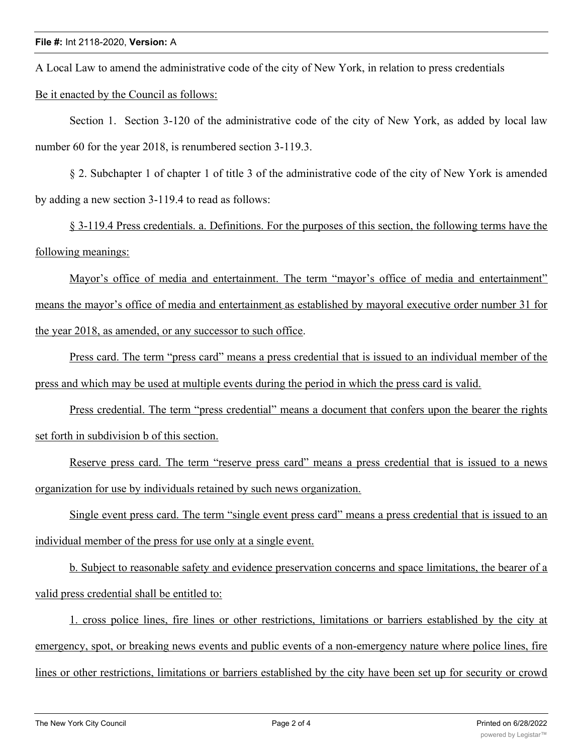A Local Law to amend the administrative code of the city of New York, in relation to press credentials

Be it enacted by the Council as follows:

Section 1. Section 3-120 of the administrative code of the city of New York, as added by local law number 60 for the year 2018, is renumbered section 3-119.3.

§ 2. Subchapter 1 of chapter 1 of title 3 of the administrative code of the city of New York is amended by adding a new section 3-119.4 to read as follows:

§ 3-119.4 Press credentials. a. Definitions. For the purposes of this section, the following terms have the following meanings:

Mayor's office of media and entertainment. The term "mayor's office of media and entertainment" means the mayor's office of media and entertainment as established by mayoral executive order number 31 for the year 2018, as amended, or any successor to such office.

Press card. The term "press card" means a press credential that is issued to an individual member of the press and which may be used at multiple events during the period in which the press card is valid.

Press credential. The term "press credential" means a document that confers upon the bearer the rights set forth in subdivision b of this section.

Reserve press card. The term "reserve press card" means a press credential that is issued to a news organization for use by individuals retained by such news organization.

Single event press card. The term "single event press card" means a press credential that is issued to an individual member of the press for use only at a single event.

b. Subject to reasonable safety and evidence preservation concerns and space limitations, the bearer of a valid press credential shall be entitled to:

1. cross police lines, fire lines or other restrictions, limitations or barriers established by the city at emergency, spot, or breaking news events and public events of a non-emergency nature where police lines, fire lines or other restrictions, limitations or barriers established by the city have been set up for security or crowd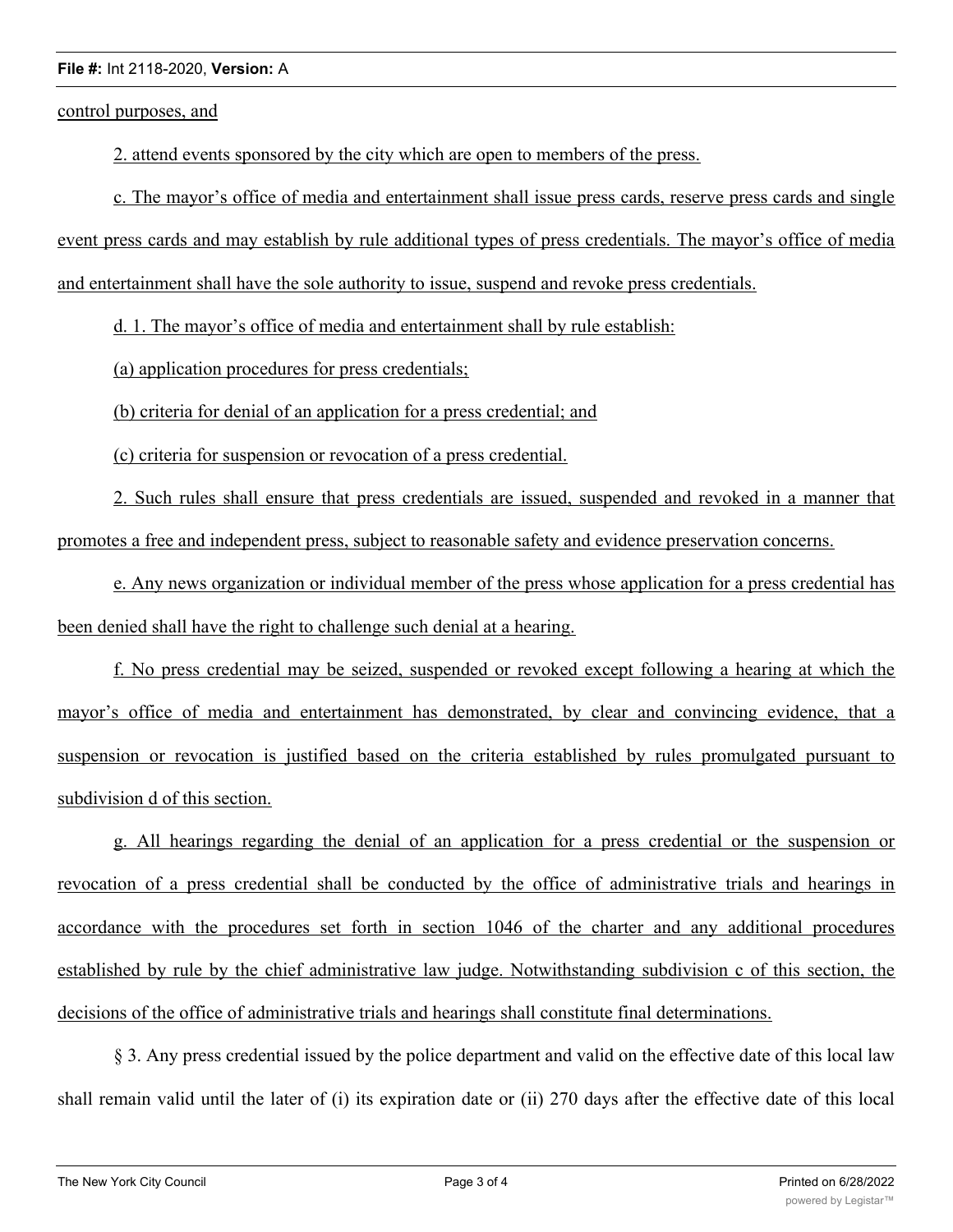control purposes, and

2. attend events sponsored by the city which are open to members of the press.

c. The mayor's office of media and entertainment shall issue press cards, reserve press cards and single event press cards and may establish by rule additional types of press credentials. The mayor's office of media and entertainment shall have the sole authority to issue, suspend and revoke press credentials.

d. 1. The mayor's office of media and entertainment shall by rule establish:

(a) application procedures for press credentials;

(b) criteria for denial of an application for a press credential; and

(c) criteria for suspension or revocation of a press credential.

2. Such rules shall ensure that press credentials are issued, suspended and revoked in a manner that promotes a free and independent press, subject to reasonable safety and evidence preservation concerns.

e. Any news organization or individual member of the press whose application for a press credential has been denied shall have the right to challenge such denial at a hearing.

f. No press credential may be seized, suspended or revoked except following a hearing at which the mayor's office of media and entertainment has demonstrated, by clear and convincing evidence, that a suspension or revocation is justified based on the criteria established by rules promulgated pursuant to subdivision d of this section.

g. All hearings regarding the denial of an application for a press credential or the suspension or revocation of a press credential shall be conducted by the office of administrative trials and hearings in accordance with the procedures set forth in section 1046 of the charter and any additional procedures established by rule by the chief administrative law judge. Notwithstanding subdivision c of this section, the decisions of the office of administrative trials and hearings shall constitute final determinations.

§ 3. Any press credential issued by the police department and valid on the effective date of this local law shall remain valid until the later of (i) its expiration date or (ii) 270 days after the effective date of this local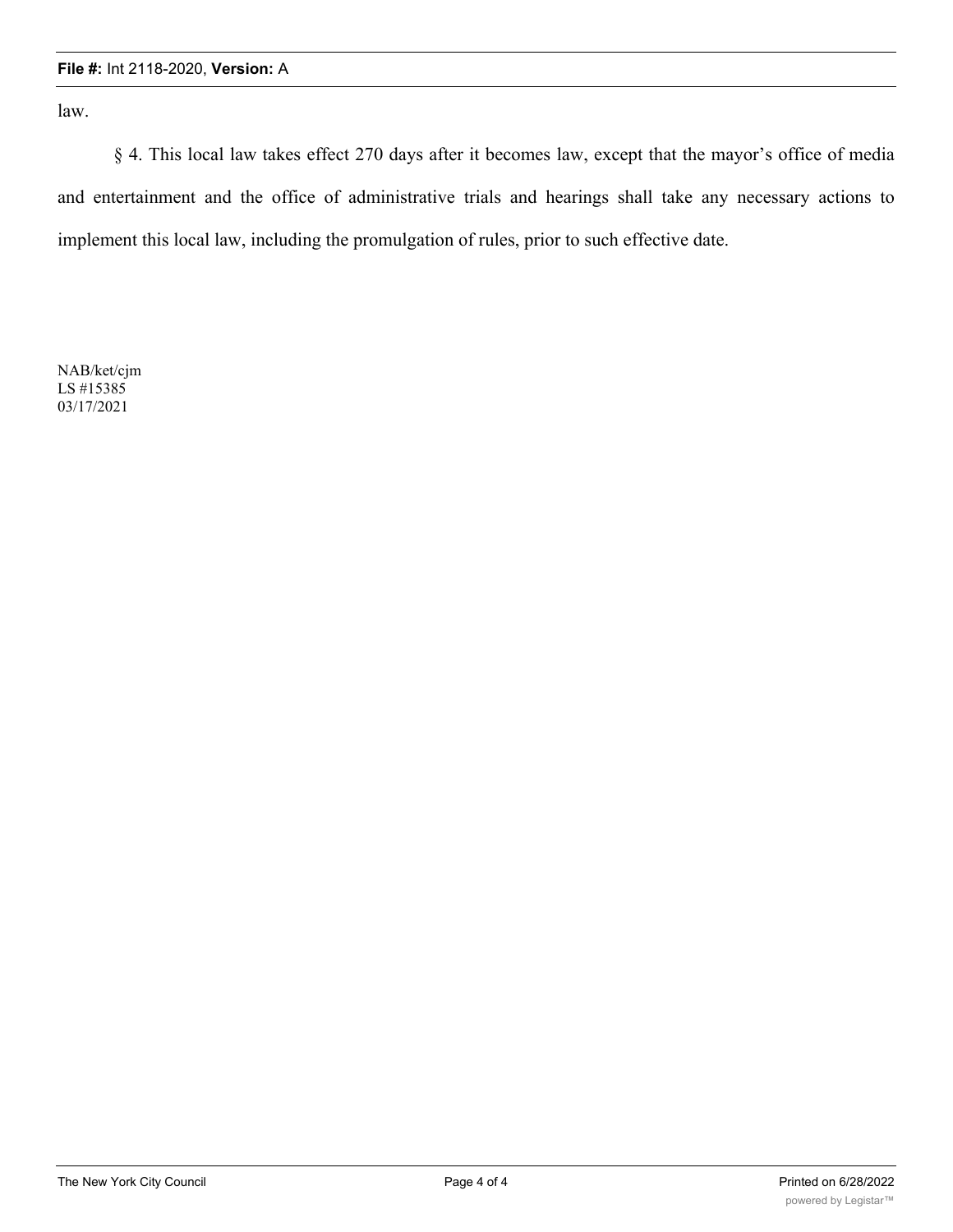law.

§ 4. This local law takes effect 270 days after it becomes law, except that the mayor's office of media and entertainment and the office of administrative trials and hearings shall take any necessary actions to implement this local law, including the promulgation of rules, prior to such effective date.

NAB/ket/cjm
LS #15385
03/17/2021